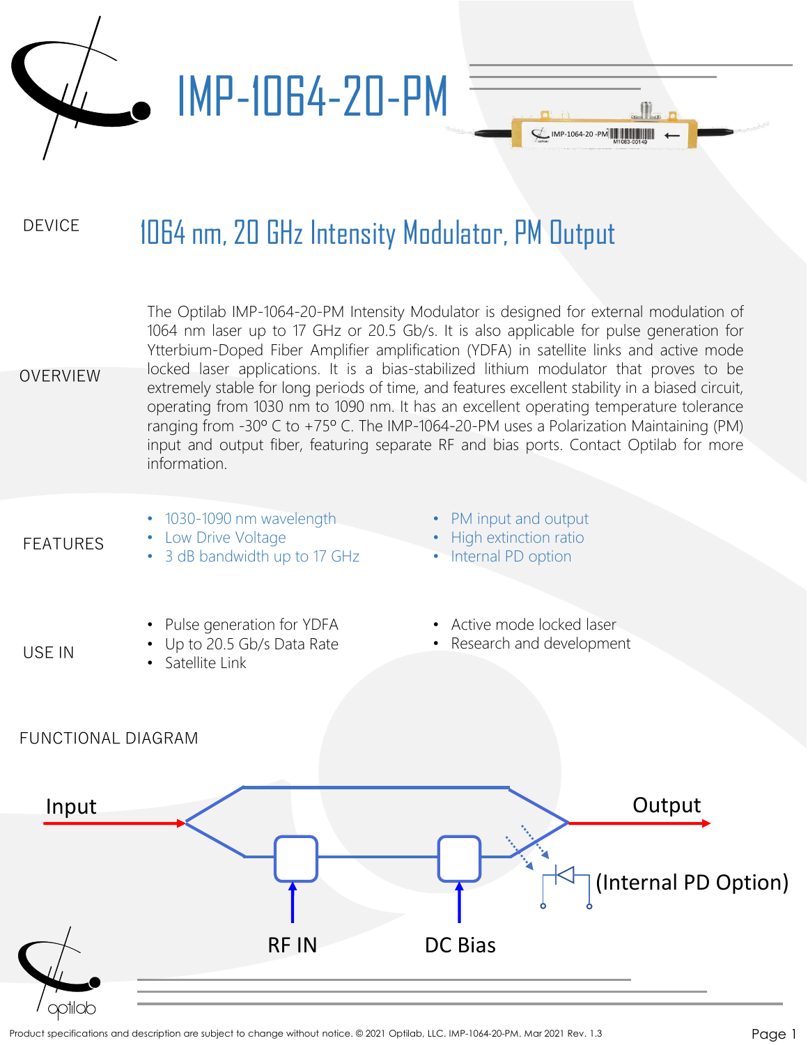# IMP-1064-20-PM

## DEVICE

### 1064 nm, 20 GHz Intensity Modulator, PM Output

## OVERVIEW

The Optilab IMP-1064-20-PM Intensity Modulator is designed for external modulation of 1064 nm laser up to 17 GHz or 20.5 Gb/s. It is also applicable for pulse generation for Ytterbium-Doped Fiber Amplifier amplification (YDFA) in satellite links and active mode locked laser applications. It is a bias-stabilized lithium modulator that proves to be extremely stable for long periods of time, and features excellent stability in a biased circuit, operating from 1030 nm to 1090 nm. It has an excellent operating temperature tolerance ranging from -30º C to +75º C. The IMP-1064-20-PM uses a Polarization Maintaining (PM) input and output fiber, featuring separate RF and bias ports. Contact Optilab for more information.

## FEATURES

- 1030-1090 nm wavelength
- Low Drive Voltage
- 3 dB bandwidth up to 17 GHz
- PM input and output
- High extinction ratio
- Internal PD option

## USE IN

- Pulse generation for YDFA
- Up to 20.5 Gb/s Data Rate
- Satellite Link
- Active mode locked laser
- Research and development

## FUNCTIONAL DIAGRAM

Input

Output

(Internal PD Option)

RF IN

DC Bias

Product specifications and description are subject to change without notice. © 2021 Optilab, LLC. IMP-1064-20-PM. Mar 2021 Rev. 1.3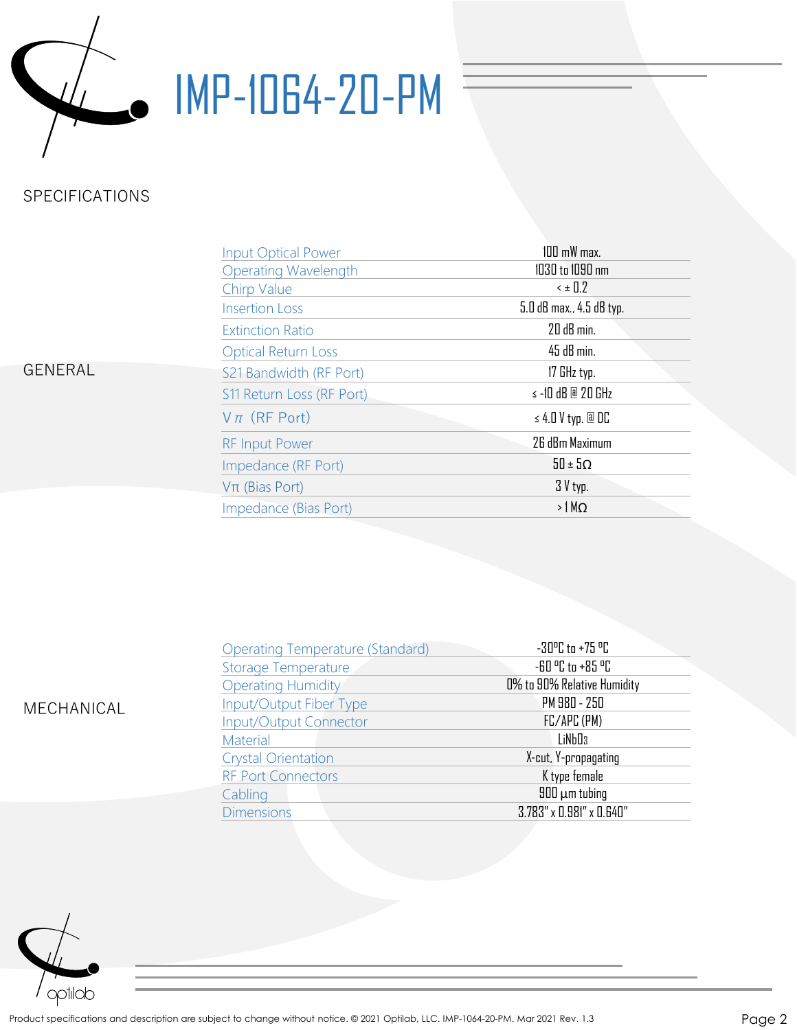# IMP-1064-20-PM

## SPECIFICATIONS

### GENERAL

| Parameter | Value |
|---|---|
| Input Optical Power | 100 mW max. |
| Operating Wavelength | 1030 to 1090 nm |
| Chirp Value | < ± 0.2 |
| Insertion Loss | 5.0 dB max., 4.5 dB typ. |
| Extinction Ratio | 20 dB min. |
| Optical Return Loss | 45 dB min. |
| S21 Bandwidth (RF Port) | 17 GHz typ. |
| S11 Return Loss (RF Port) | ≤ -10 dB @ 20 GHz |
| $V\pi$ (RF Port) | ≤ 4.0 V typ. @ DC |
| RF Input Power | 26 dBm Maximum |
| Impedance (RF Port) | 50 ± 5Ω |
| $V\pi$ (Bias Port) | 3 V typ. |
| Impedance (Bias Port) | > 1 MΩ |

### MECHANICAL

| Parameter | Value |
|---|---|
| Operating Temperature (Standard) | -30°C to +75 °C |
| Storage Temperature | -60 °C to +85 °C |
| Operating Humidity | 0% to 90% Relative Humidity |
| Input/Output Fiber Type | PM 980 - 250 |
| Input/Output Connector | FC/APC (PM) |
| Material | $LiNbO_3$ |
| Crystal Orientation | X-cut, Y-propagating |
| RF Port Connectors | K type female |
| Cabling | 900 µm tubing |
| Dimensions | 3.783" x 0.981" x 0.640" |

Product specifications and description are subject to change without notice. © 2021 Optilab, LLC. IMP-1064-20-PM. Mar 2021 Rev. 1.3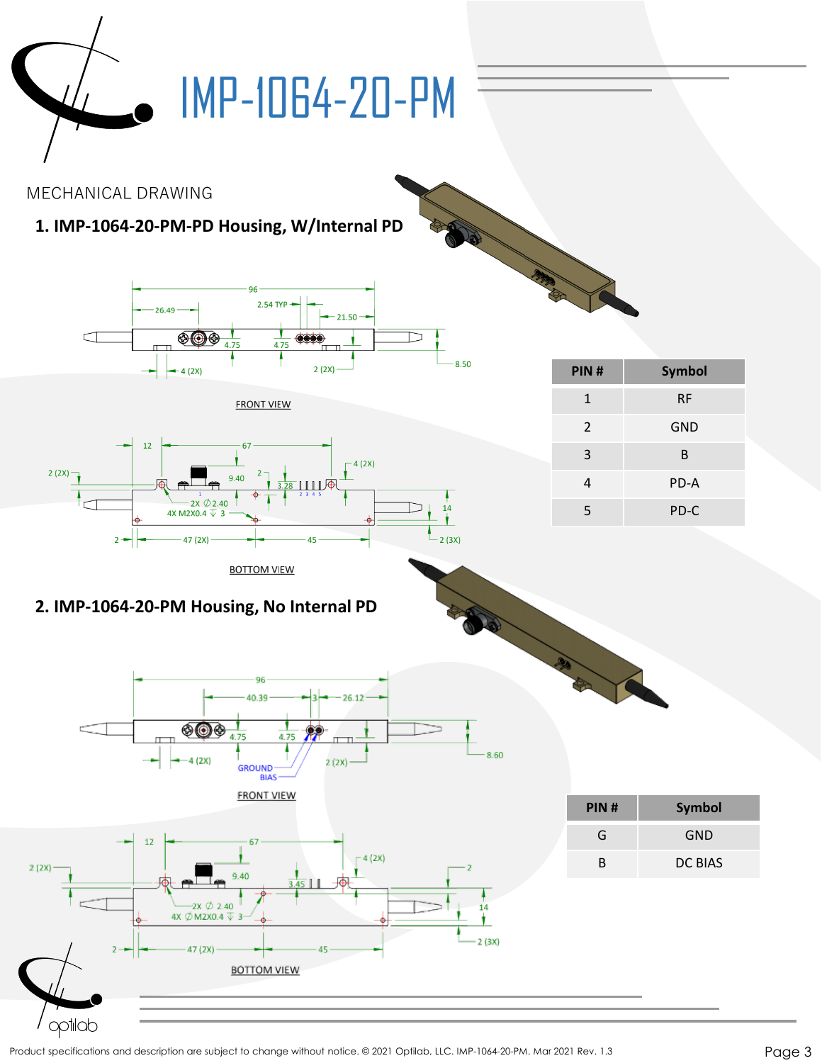# IMP-1064-20-PM

MECHANICAL DRAWING

## 1. IMP-1064-20-PM-PD Housing, W/Internal PD

FRONT VIEW

BOTTOM VIEW

| PIN # | Symbol |
| --- | --- |
| 1 | RF |
| 2 | GND |
| 3 | B |
| 4 | PD-A |
| 5 | PD-C |

## 2. IMP-1064-20-PM Housing, No Internal PD

FRONT VIEW

BOTTOM VIEW

| PIN # | Symbol |
| --- | --- |
| G | GND |
| B | DC BIAS |

Product specifications and description are subject to change without notice. © 2021 Optilab, LLC. IMP-1064-20-PM. Mar 2021 Rev. 1.3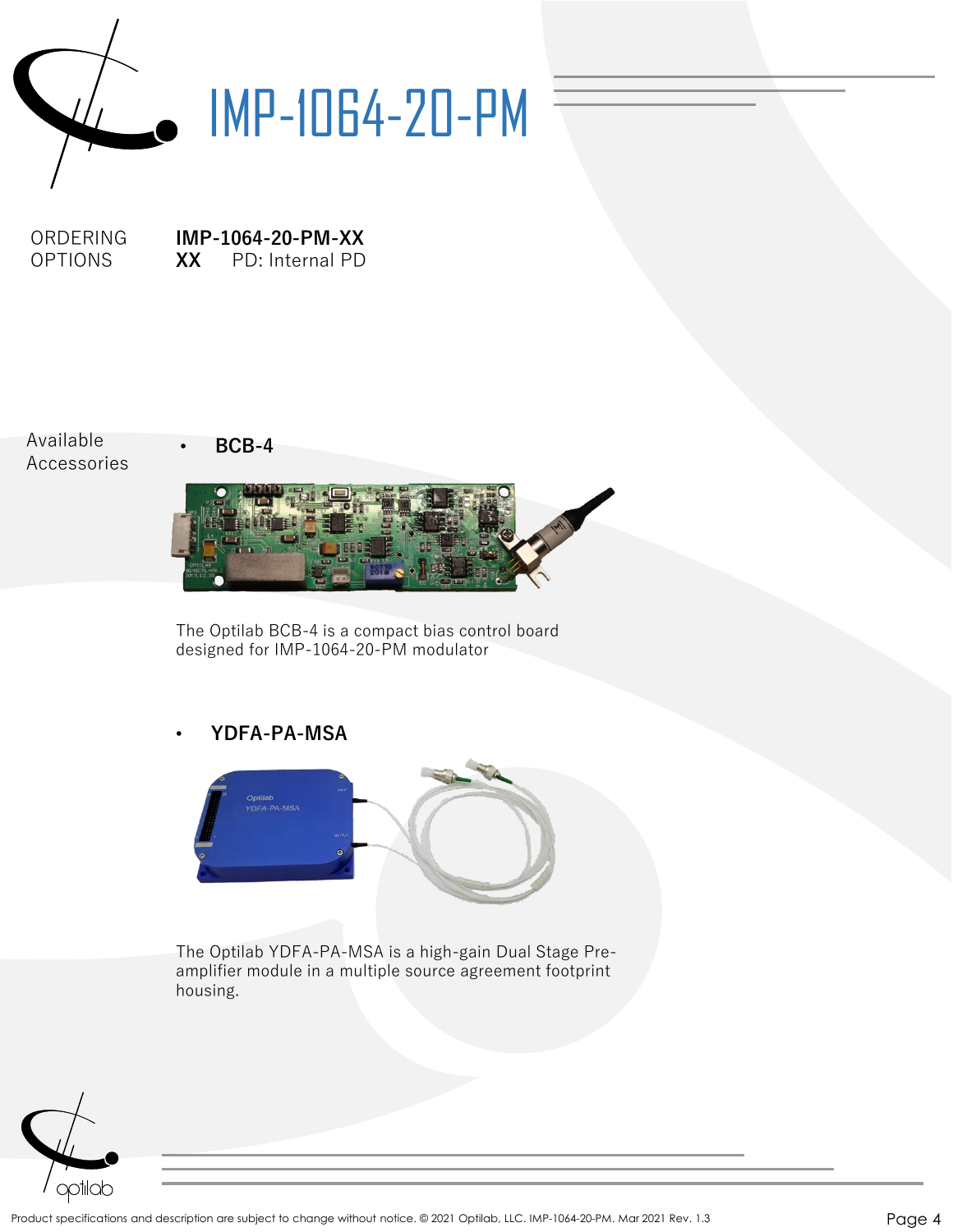# IMP-1064-20-PM

| | |
|---|---|
| ORDERING OPTIONS | **IMP-1064-20-PM-XX** |
| | **XX** PD: Internal PD |

Available Accessories

- **BCB-4**

The Optilab BCB-4 is a compact bias control board designed for IMP-1064-20-PM modulator

- **YDFA-PA-MSA**

The Optilab YDFA-PA-MSA is a high-gain Dual Stage Pre-amplifier module in a multiple source agreement footprint housing.

Product specifications and description are subject to change without notice. © 2021 Optilab, LLC. IMP-1064-20-PM. Mar 2021 Rev. 1.3